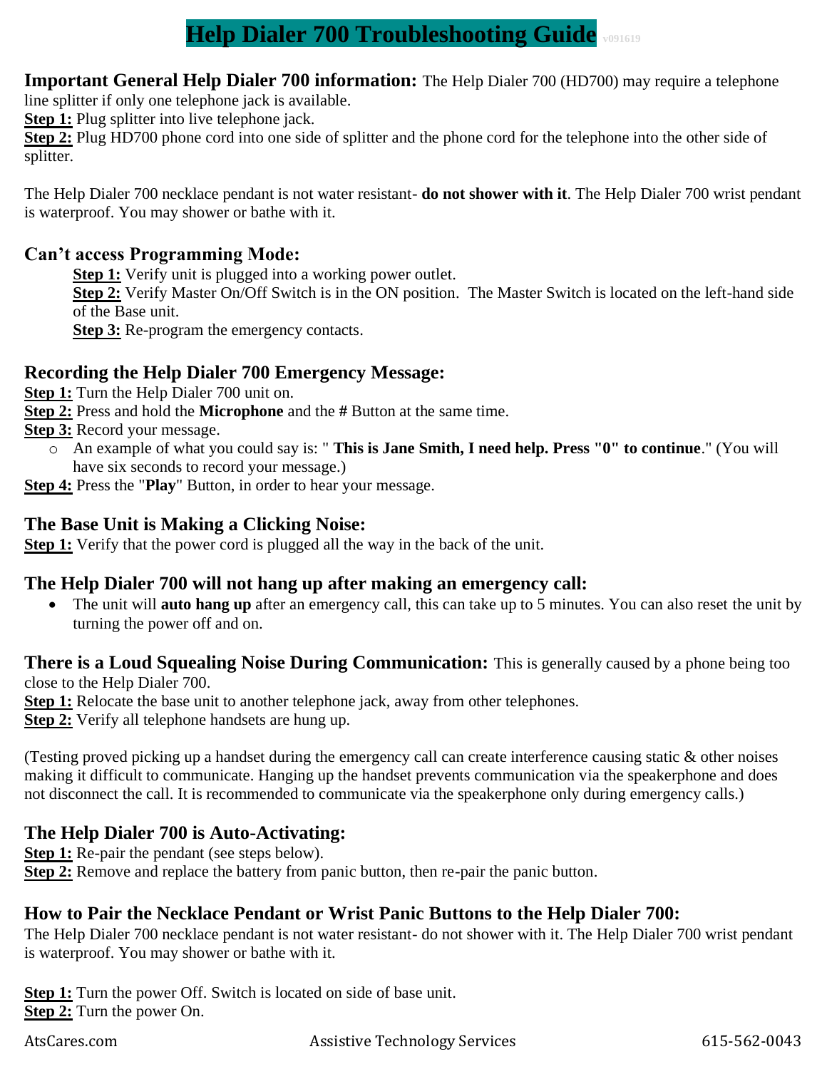# Help Dialer 700 Troubleshooting Guide v091619

**Important General Help Dialer 700 information:** The Help Dialer 700 (HD700) may require a telephone line splitter if only one telephone jack is available.

**Step 1:** Plug splitter into live telephone jack.
**Step 2:** Plug HD700 phone cord into one side of splitter and the phone cord for the telephone into the other side of splitter.

The Help Dialer 700 necklace pendant is not water resistant- **do not shower with it**. The Help Dialer 700 wrist pendant is waterproof. You may shower or bathe with it.

## Can't access Programming Mode:

**Step 1:** Verify unit is plugged into a working power outlet.
**Step 2:** Verify Master On/Off Switch is in the ON position. The Master Switch is located on the left-hand side of the Base unit.
**Step 3:** Re-program the emergency contacts.

## Recording the Help Dialer 700 Emergency Message:

**Step 1:** Turn the Help Dialer 700 unit on.
**Step 2:** Press and hold the **Microphone** and the **#** Button at the same time.
**Step 3:** Record your message.

- An example of what you could say is: " **This is Jane Smith, I need help. Press "0" to continue**." (You will have six seconds to record your message.)

**Step 4:** Press the "**Play**" Button, in order to hear your message.

## The Base Unit is Making a Clicking Noise:

**Step 1:** Verify that the power cord is plugged all the way in the back of the unit.

## The Help Dialer 700 will not hang up after making an emergency call:

- The unit will **auto hang up** after an emergency call, this can take up to 5 minutes. You can also reset the unit by turning the power off and on.

**There is a Loud Squealing Noise During Communication:** This is generally caused by a phone being too close to the Help Dialer 700.

**Step 1:** Relocate the base unit to another telephone jack, away from other telephones.
**Step 2:** Verify all telephone handsets are hung up.

(Testing proved picking up a handset during the emergency call can create interference causing static & other noises making it difficult to communicate. Hanging up the handset prevents communication via the speakerphone and does not disconnect the call. It is recommended to communicate via the speakerphone only during emergency calls.)

## The Help Dialer 700 is Auto-Activating:

**Step 1:** Re-pair the pendant (see steps below).
**Step 2:** Remove and replace the battery from panic button, then re-pair the panic button.

## How to Pair the Necklace Pendant or Wrist Panic Buttons to the Help Dialer 700:

The Help Dialer 700 necklace pendant is not water resistant- do not shower with it. The Help Dialer 700 wrist pendant is waterproof. You may shower or bathe with it.

**Step 1:** Turn the power Off. Switch is located on side of base unit.
**Step 2:** Turn the power On.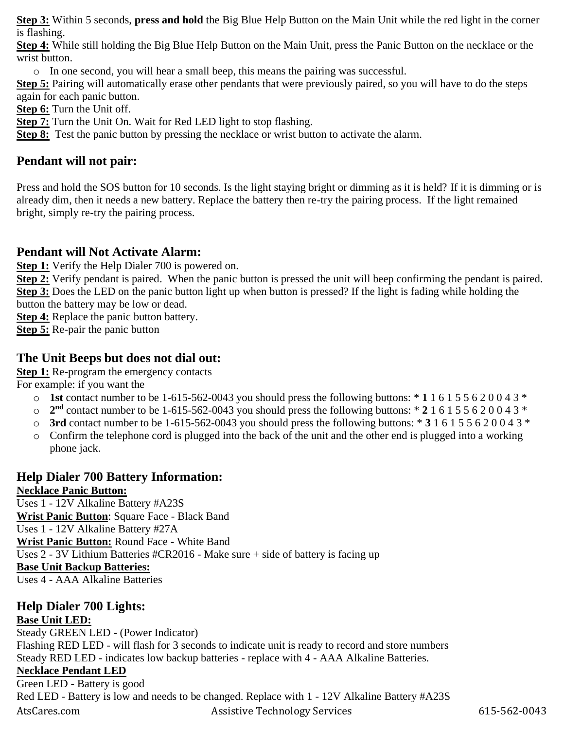**Step 3:** Within 5 seconds, **press and hold** the Big Blue Help Button on the Main Unit while the red light in the corner is flashing.
**Step 4:** While still holding the Big Blue Help Button on the Main Unit, press the Panic Button on the necklace or the wrist button.

- In one second, you will hear a small beep, this means the pairing was successful.

**Step 5:** Pairing will automatically erase other pendants that were previously paired, so you will have to do the steps again for each panic button.
**Step 6:** Turn the Unit off.
**Step 7:** Turn the Unit On. Wait for Red LED light to stop flashing.
**Step 8:** Test the panic button by pressing the necklace or wrist button to activate the alarm.

## Pendant will not pair:

Press and hold the SOS button for 10 seconds. Is the light staying bright or dimming as it is held? If it is dimming or is already dim, then it needs a new battery. Replace the battery then re-try the pairing process. If the light remained bright, simply re-try the pairing process.

## Pendant will Not Activate Alarm:

**Step 1:** Verify the Help Dialer 700 is powered on.
**Step 2:** Verify pendant is paired. When the panic button is pressed the unit will beep confirming the pendant is paired.
**Step 3:** Does the LED on the panic button light up when button is pressed? If the light is fading while holding the button the battery may be low or dead.
**Step 4:** Replace the panic button battery.
**Step 5:** Re-pair the panic button

## The Unit Beeps but does not dial out:

**Step 1:** Re-program the emergency contacts
For example: if you want the

- **1st** contact number to be 1-615-562-0043 you should press the following buttons: * **1** 1 6 1 5 5 6 2 0 0 4 3 *
- **2nd** contact number to be 1-615-562-0043 you should press the following buttons: * **2** 1 6 1 5 5 6 2 0 0 4 3 *
- **3rd** contact number to be 1-615-562-0043 you should press the following buttons: * **3** 1 6 1 5 5 6 2 0 0 4 3 *
- Confirm the telephone cord is plugged into the back of the unit and the other end is plugged into a working phone jack.

## Help Dialer 700 Battery Information:

**Necklace Panic Button:**
Uses 1 - 12V Alkaline Battery #A23S
**Wrist Panic Button**: Square Face - Black Band
Uses 1 - 12V Alkaline Battery #27A
**Wrist Panic Button:** Round Face - White Band
Uses 2 - 3V Lithium Batteries #CR2016 - Make sure + side of battery is facing up
**Base Unit Backup Batteries:**
Uses 4 - AAA Alkaline Batteries

## Help Dialer 700 Lights:

**Base Unit LED:**
Steady GREEN LED - (Power Indicator)
Flashing RED LED - will flash for 3 seconds to indicate unit is ready to record and store numbers
Steady RED LED - indicates low backup batteries - replace with 4 - AAA Alkaline Batteries.
**Necklace Pendant LED**
Green LED - Battery is good
Red LED - Battery is low and needs to be changed. Replace with 1 - 12V Alkaline Battery #A23S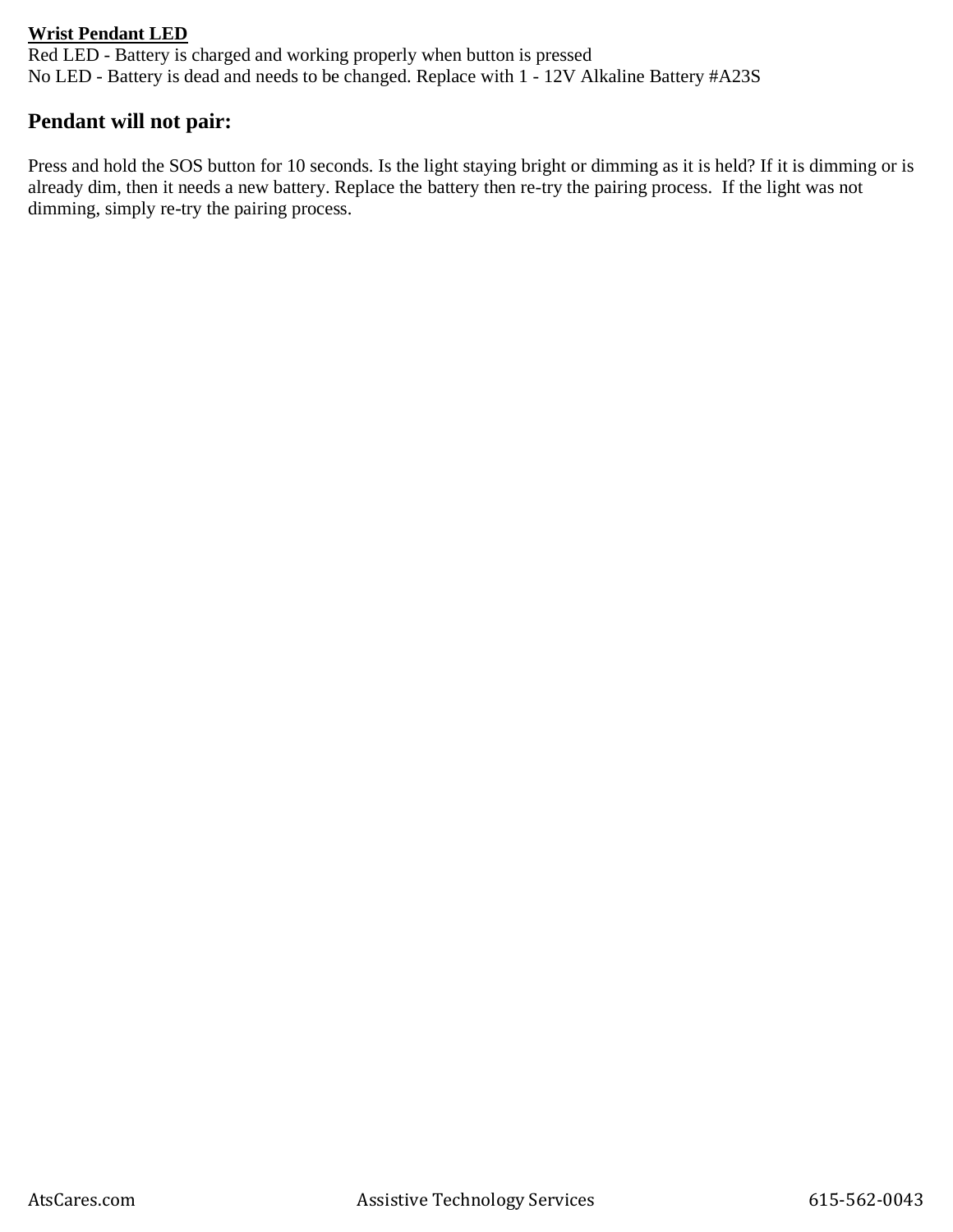**Wrist Pendant LED**

Red LED - Battery is charged and working properly when button is pressed
No LED - Battery is dead and needs to be changed. Replace with 1 - 12V Alkaline Battery #A23S

## Pendant will not pair:

Press and hold the SOS button for 10 seconds. Is the light staying bright or dimming as it is held? If it is dimming or is already dim, then it needs a new battery. Replace the battery then re-try the pairing process. If the light was not dimming, simply re-try the pairing process.